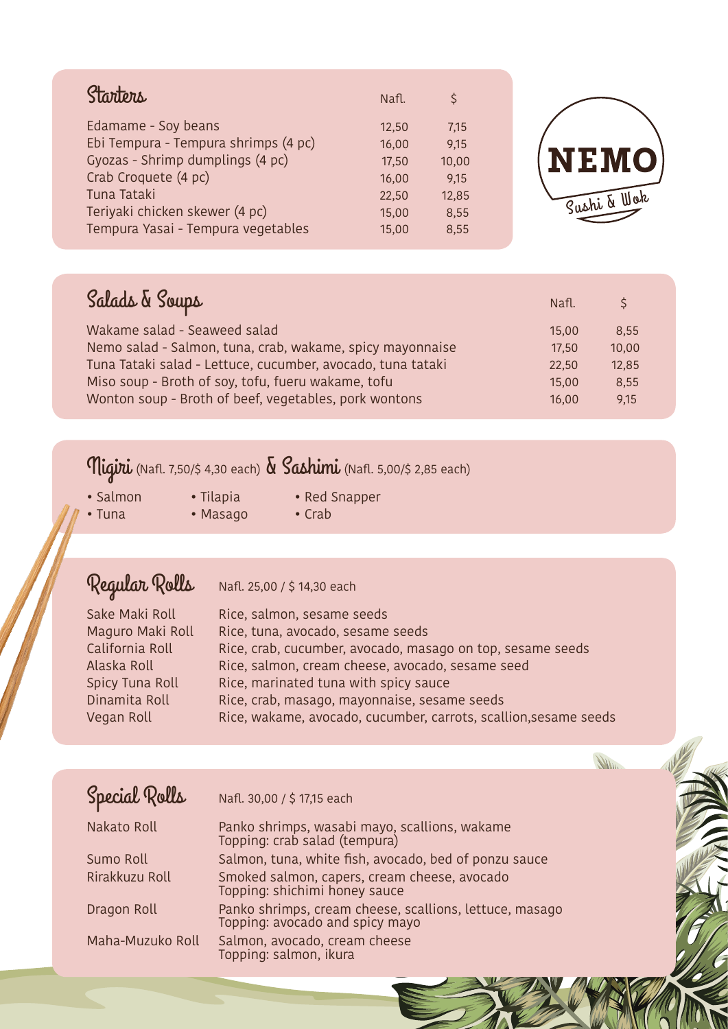# NEMO
Sushi & Wok

## Starters

| | Nafl. | $ |
|---|---|---|
| Edamame - Soy beans | 12,50 | 7,15 |
| Ebi Tempura - Tempura shrimps (4 pc) | 16,00 | 9,15 |
| Gyozas - Shrimp dumplings (4 pc) | 17,50 | 10,00 |
| Crab Croquete (4 pc) | 16,00 | 9,15 |
| Tuna Tataki | 22,50 | 12,85 |
| Teriyaki chicken skewer (4 pc) | 15,00 | 8,55 |
| Tempura Yasai - Tempura vegetables | 15,00 | 8,55 |

## Salads & Soups

| | Nafl. | $ |
|---|---|---|
| Wakame salad - Seaweed salad | 15,00 | 8,55 |
| Nemo salad - Salmon, tuna, crab, wakame, spicy mayonnaise | 17,50 | 10,00 |
| Tuna Tataki salad - Lettuce, cucumber, avocado, tuna tataki | 22,50 | 12,85 |
| Miso soup - Broth of soy, tofu, fueru wakame, tofu | 15,00 | 8,55 |
| Wonton soup - Broth of beef, vegetables, pork wontons | 16,00 | 9,15 |

## Nigiri (Nafl. 7,50/$ 4,30 each) & Sashimi (Nafl. 5,00/$ 2,85 each)

- Salmon
- Tuna
- Tilapia
- Masago
- Red Snapper
- Crab

## Regular Rolls

Nafl. 25,00 / $ 14,30 each

| | |
|---|---|
| Sake Maki Roll | Rice, salmon, sesame seeds |
| Maguro Maki Roll | Rice, tuna, avocado, sesame seeds |
| California Roll | Rice, crab, cucumber, avocado, masago on top, sesame seeds |
| Alaska Roll | Rice, salmon, cream cheese, avocado, sesame seed |
| Spicy Tuna Roll | Rice, marinated tuna with spicy sauce |
| Dinamita Roll | Rice, crab, masago, mayonnaise, sesame seeds |
| Vegan Roll | Rice, wakame, avocado, cucumber, carrots, scallion,sesame seeds |

## Special Rolls

Nafl. 30,00 / $ 17,15 each

| | |
|---|---|
| Nakato Roll | Panko shrimps, wasabi mayo, scallions, wakame<br>Topping: crab salad (tempura) |
| Sumo Roll | Salmon, tuna, white fish, avocado, bed of ponzu sauce |
| Rirakkuzu Roll | Smoked salmon, capers, cream cheese, avocado<br>Topping: shichimi honey sauce |
| Dragon Roll | Panko shrimps, cream cheese, scallions, lettuce, masago<br>Topping: avocado and spicy mayo |
| Maha-Muzuko Roll | Salmon, avocado, cream cheese<br>Topping: salmon, ikura |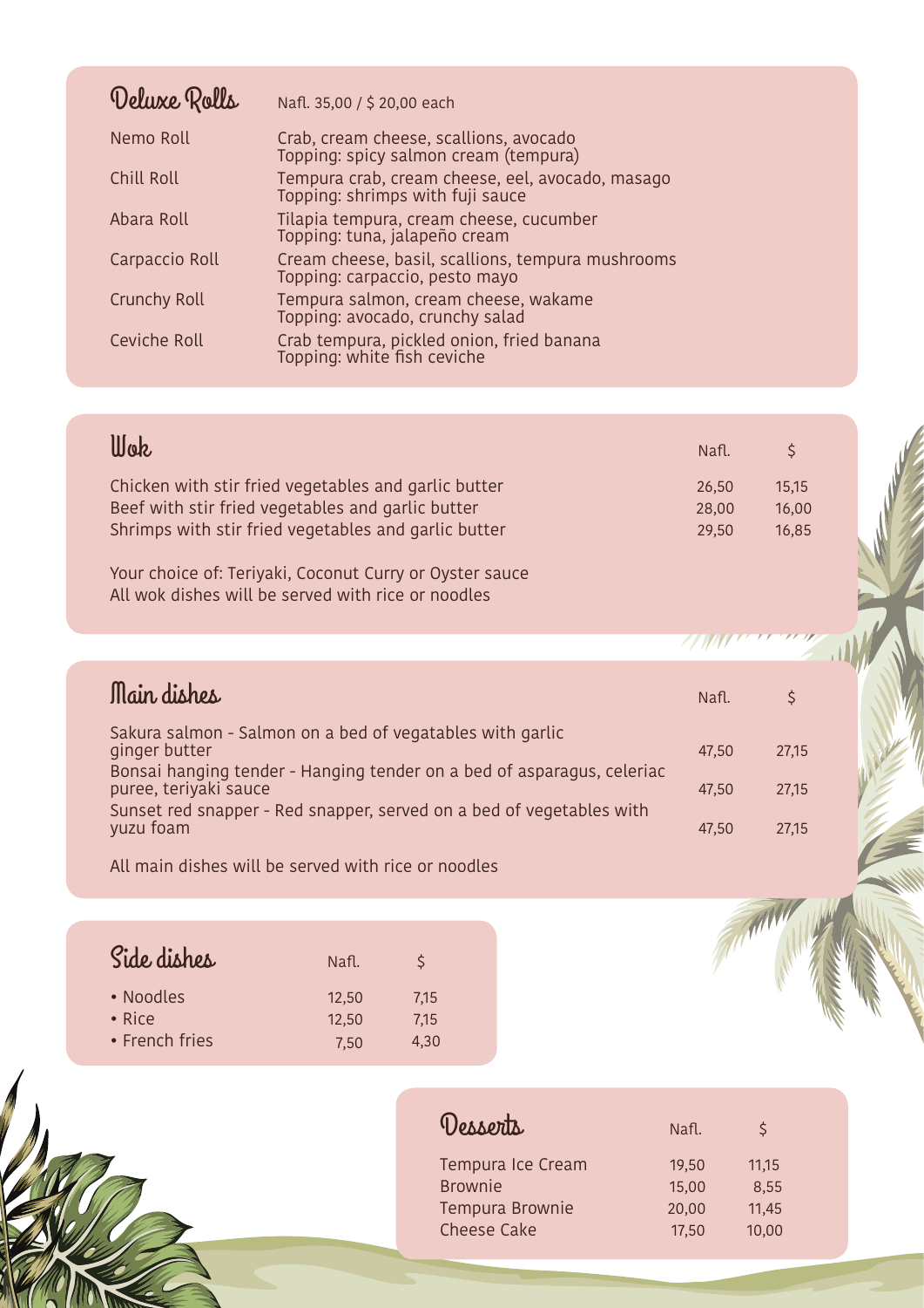## Deluxe Rolls

Nafl. 35,00 / $ 20,00 each

| | |
|---|---|
| Nemo Roll | Crab, cream cheese, scallions, avocado<br>Topping: spicy salmon cream (tempura) |
| Chill Roll | Tempura crab, cream cheese, eel, avocado, masago<br>Topping: shrimps with fuji sauce |
| Abara Roll | Tilapia tempura, cream cheese, cucumber<br>Topping: tuna, jalapeño cream |
| Carpaccio Roll | Cream cheese, basil, scallions, tempura mushrooms<br>Topping: carpaccio, pesto mayo |
| Crunchy Roll | Tempura salmon, cream cheese, wakame<br>Topping: avocado, crunchy salad |
| Ceviche Roll | Crab tempura, pickled onion, fried banana<br>Topping: white fish ceviche |

## Wok

| | Nafl. | $ |
|---|---|---|
| Chicken with stir fried vegetables and garlic butter | 26,50 | 15,15 |
| Beef with stir fried vegetables and garlic butter | 28,00 | 16,00 |
| Shrimps with stir fried vegetables and garlic butter | 29,50 | 16,85 |

Your choice of: Teriyaki, Coconut Curry or Oyster sauce
All wok dishes will be served with rice or noodles

## Main dishes

| | Nafl. | $ |
|---|---|---|
| Sakura salmon - Salmon on a bed of vegatables with garlic ginger butter | 47,50 | 27,15 |
| Bonsai hanging tender - Hanging tender on a bed of asparagus, celeriac puree, teriyaki sauce | 47,50 | 27,15 |
| Sunset red snapper - Red snapper, served on a bed of vegetables with yuzu foam | 47,50 | 27,15 |

All main dishes will be served with rice or noodles

## Side dishes

| | Nafl. | $ |
|---|---|---|
| • Noodles | 12,50 | 7,15 |
| • Rice | 12,50 | 7,15 |
| • French fries | 7,50 | 4,30 |

## Desserts

| | Nafl. | $ |
|---|---|---|
| Tempura Ice Cream | 19,50 | 11,15 |
| Brownie | 15,00 | 8,55 |
| Tempura Brownie | 20,00 | 11,45 |
| Cheese Cake | 17,50 | 10,00 |